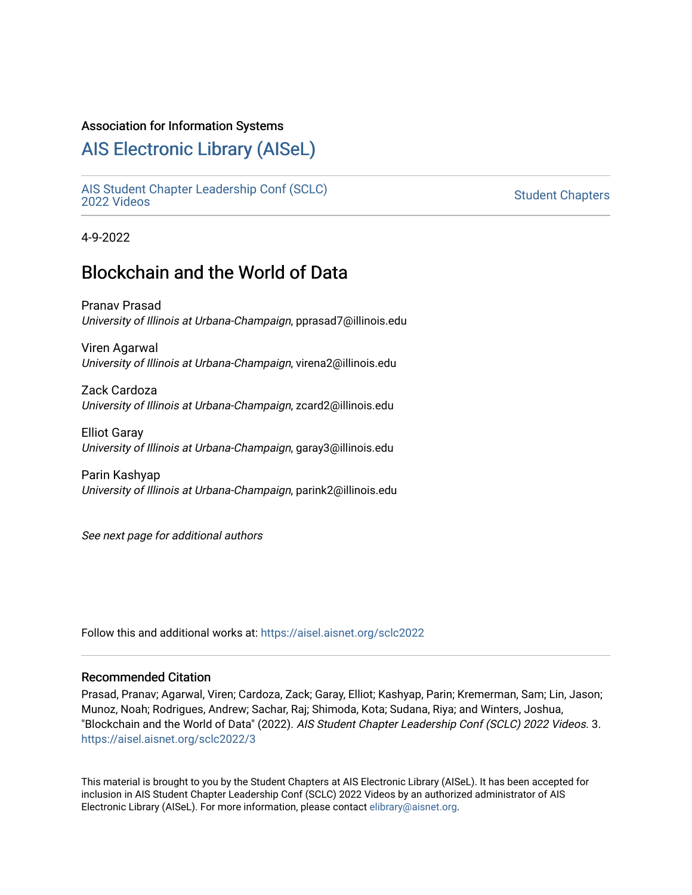Association for Information Systems

# AIS Electronic Library (AISeL)

AIS Student Chapter Leadership Conf (SCLC) 2022 Videos

Student Chapters

4-9-2022

## Blockchain and the World of Data

Pranav Prasad
*University of Illinois at Urbana-Champaign*, pprasad7@illinois.edu

Viren Agarwal
*University of Illinois at Urbana-Champaign*, virena2@illinois.edu

Zack Cardoza
*University of Illinois at Urbana-Champaign*, zcard2@illinois.edu

Elliot Garay
*University of Illinois at Urbana-Champaign*, garay3@illinois.edu

Parin Kashyap
*University of Illinois at Urbana-Champaign*, parink2@illinois.edu

*See next page for additional authors*

Follow this and additional works at: https://aisel.aisnet.org/sclc2022

### Recommended Citation

Prasad, Pranav; Agarwal, Viren; Cardoza, Zack; Garay, Elliot; Kashyap, Parin; Kremerman, Sam; Lin, Jason; Munoz, Noah; Rodrigues, Andrew; Sachar, Raj; Shimoda, Kota; Sudana, Riya; and Winters, Joshua, "Blockchain and the World of Data" (2022). *AIS Student Chapter Leadership Conf (SCLC) 2022 Videos*. 3. https://aisel.aisnet.org/sclc2022/3

This material is brought to you by the Student Chapters at AIS Electronic Library (AISeL). It has been accepted for inclusion in AIS Student Chapter Leadership Conf (SCLC) 2022 Videos by an authorized administrator of AIS Electronic Library (AISeL). For more information, please contact elibrary@aisnet.org.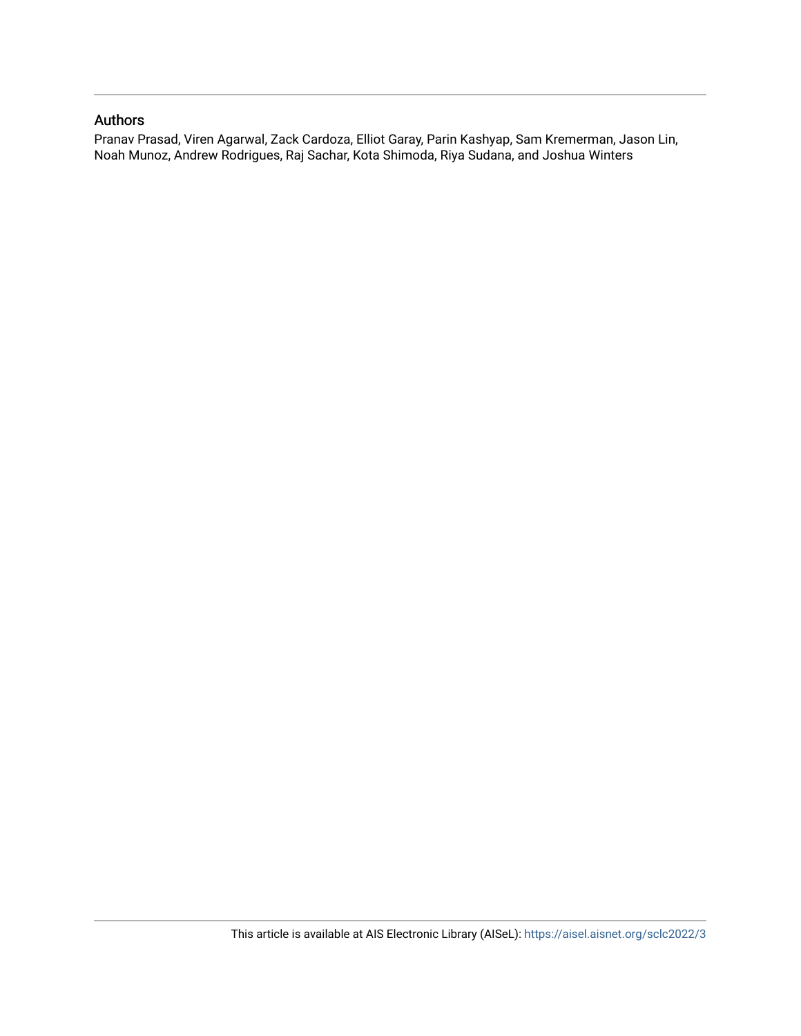## Authors

Pranav Prasad, Viren Agarwal, Zack Cardoza, Elliot Garay, Parin Kashyap, Sam Kremerman, Jason Lin, Noah Munoz, Andrew Rodrigues, Raj Sachar, Kota Shimoda, Riya Sudana, and Joshua Winters

This article is available at AIS Electronic Library (AISeL): https://aisel.aisnet.org/sclc2022/3